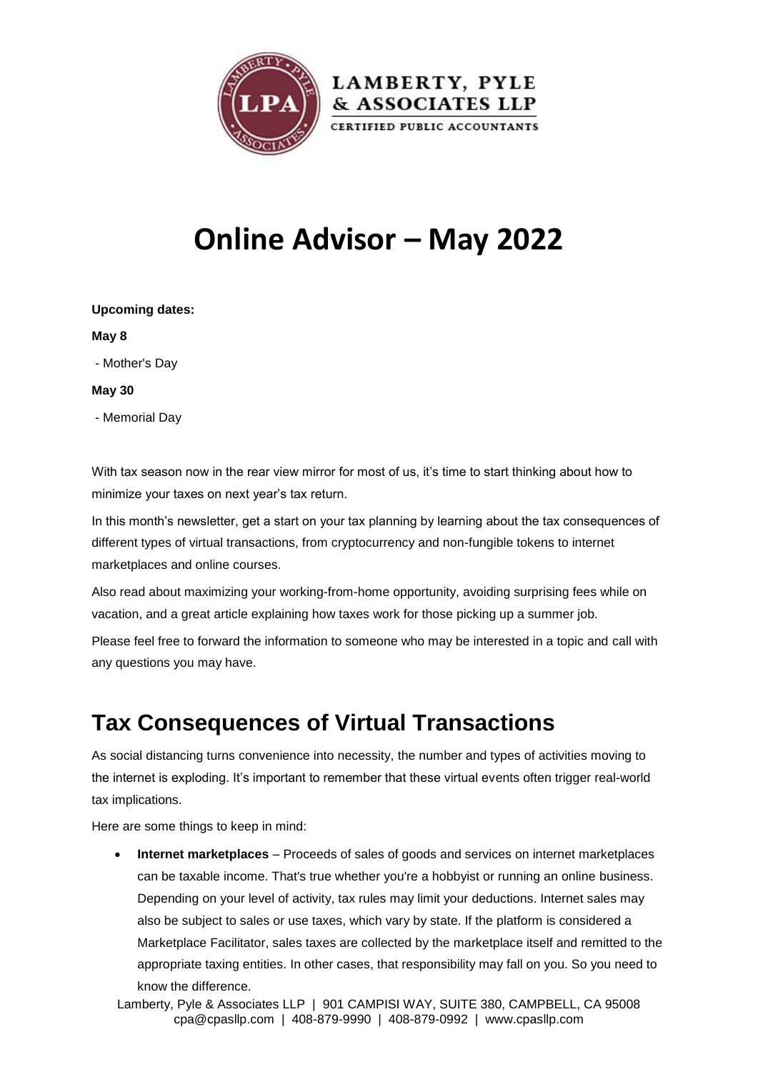# Online Advisor – May 2022

**Upcoming dates:**

**May 8**

- Mother's Day

**May 30**

- Memorial Day

With tax season now in the rear view mirror for most of us, it's time to start thinking about how to minimize your taxes on next year's tax return.

In this month's newsletter, get a start on your tax planning by learning about the tax consequences of different types of virtual transactions, from cryptocurrency and non-fungible tokens to internet marketplaces and online courses.

Also read about maximizing your working-from-home opportunity, avoiding surprising fees while on vacation, and a great article explaining how taxes work for those picking up a summer job.

Please feel free to forward the information to someone who may be interested in a topic and call with any questions you may have.

## Tax Consequences of Virtual Transactions

As social distancing turns convenience into necessity, the number and types of activities moving to the internet is exploding. It's important to remember that these virtual events often trigger real-world tax implications.

Here are some things to keep in mind:

- **Internet marketplaces** – Proceeds of sales of goods and services on internet marketplaces can be taxable income. That's true whether you're a hobbyist or running an online business. Depending on your level of activity, tax rules may limit your deductions. Internet sales may also be subject to sales or use taxes, which vary by state. If the platform is considered a Marketplace Facilitator, sales taxes are collected by the marketplace itself and remitted to the appropriate taxing entities. In other cases, that responsibility may fall on you. So you need to know the difference.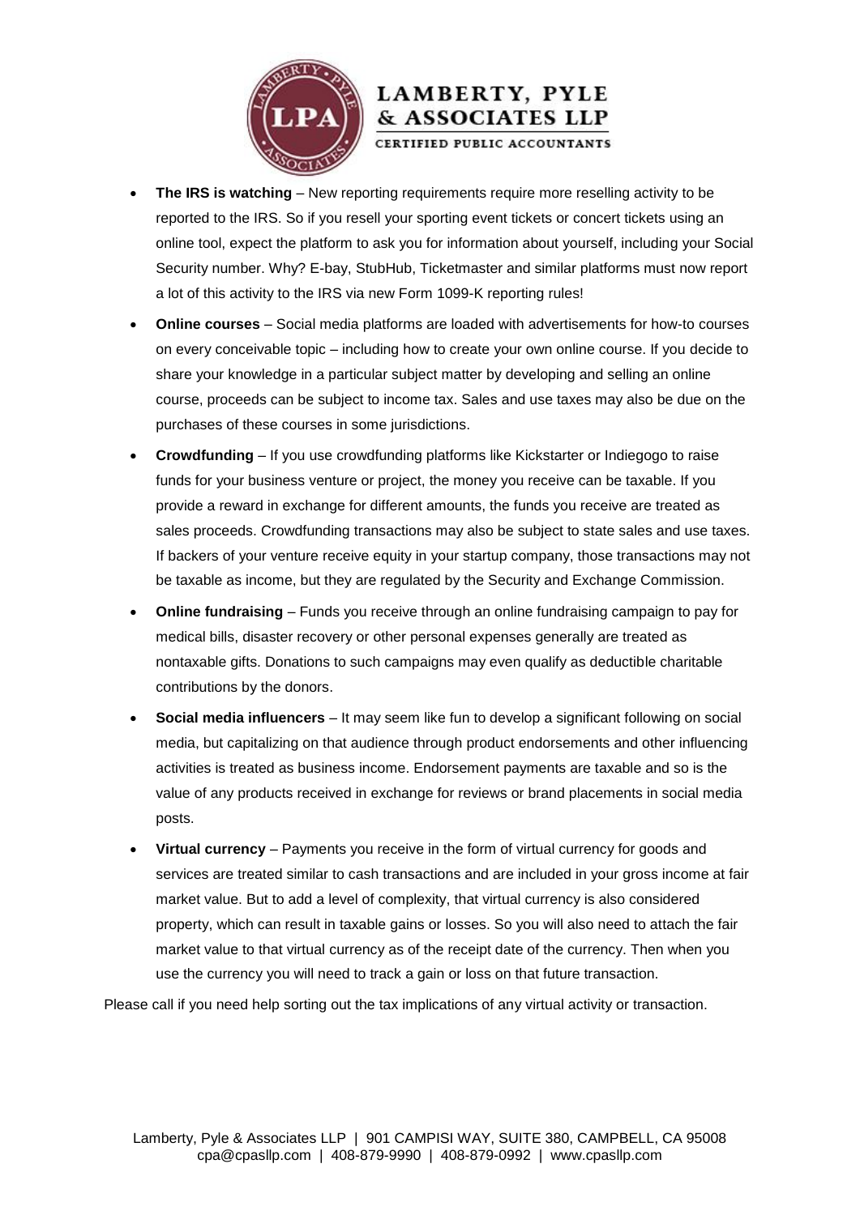- **The IRS is watching** – New reporting requirements require more reselling activity to be reported to the IRS. So if you resell your sporting event tickets or concert tickets using an online tool, expect the platform to ask you for information about yourself, including your Social Security number. Why? E-bay, StubHub, Ticketmaster and similar platforms must now report a lot of this activity to the IRS via new Form 1099-K reporting rules!
- **Online courses** – Social media platforms are loaded with advertisements for how-to courses on every conceivable topic – including how to create your own online course. If you decide to share your knowledge in a particular subject matter by developing and selling an online course, proceeds can be subject to income tax. Sales and use taxes may also be due on the purchases of these courses in some jurisdictions.
- **Crowdfunding** – If you use crowdfunding platforms like Kickstarter or Indiegogo to raise funds for your business venture or project, the money you receive can be taxable. If you provide a reward in exchange for different amounts, the funds you receive are treated as sales proceeds. Crowdfunding transactions may also be subject to state sales and use taxes. If backers of your venture receive equity in your startup company, those transactions may not be taxable as income, but they are regulated by the Security and Exchange Commission.
- **Online fundraising** – Funds you receive through an online fundraising campaign to pay for medical bills, disaster recovery or other personal expenses generally are treated as nontaxable gifts. Donations to such campaigns may even qualify as deductible charitable contributions by the donors.
- **Social media influencers** – It may seem like fun to develop a significant following on social media, but capitalizing on that audience through product endorsements and other influencing activities is treated as business income. Endorsement payments are taxable and so is the value of any products received in exchange for reviews or brand placements in social media posts.
- **Virtual currency** – Payments you receive in the form of virtual currency for goods and services are treated similar to cash transactions and are included in your gross income at fair market value. But to add a level of complexity, that virtual currency is also considered property, which can result in taxable gains or losses. So you will also need to attach the fair market value to that virtual currency as of the receipt date of the currency. Then when you use the currency you will need to track a gain or loss on that future transaction.

Please call if you need help sorting out the tax implications of any virtual activity or transaction.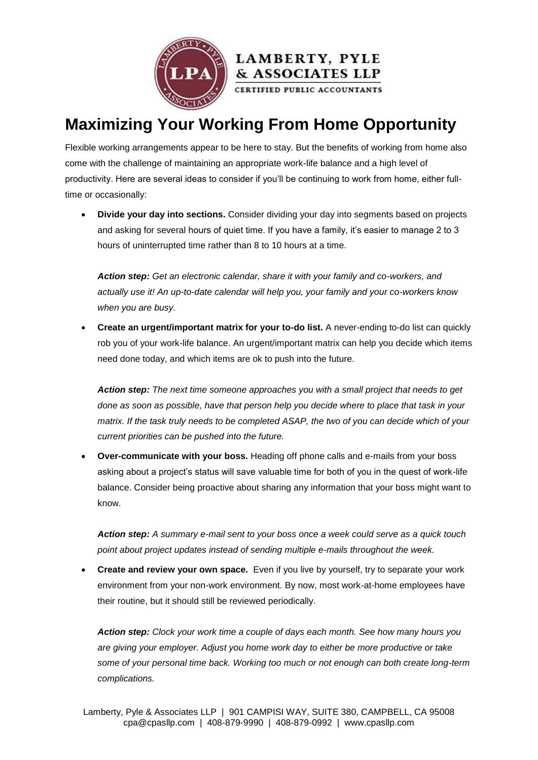# Maximizing Your Working From Home Opportunity

Flexible working arrangements appear to be here to stay. But the benefits of working from home also come with the challenge of maintaining an appropriate work-life balance and a high level of productivity. Here are several ideas to consider if you'll be continuing to work from home, either full-time or occasionally:

- **Divide your day into sections.** Consider dividing your day into segments based on projects and asking for several hours of quiet time. If you have a family, it's easier to manage 2 to 3 hours of uninterrupted time rather than 8 to 10 hours at a time.

  ***Action step:*** *Get an electronic calendar, share it with your family and co-workers, and actually use it! An up-to-date calendar will help you, your family and your co-workers know when you are busy.*

- **Create an urgent/important matrix for your to-do list.** A never-ending to-do list can quickly rob you of your work-life balance. An urgent/important matrix can help you decide which items need done today, and which items are ok to push into the future.

  ***Action step:*** *The next time someone approaches you with a small project that needs to get done as soon as possible, have that person help you decide where to place that task in your matrix. If the task truly needs to be completed ASAP, the two of you can decide which of your current priorities can be pushed into the future.*

- **Over-communicate with your boss.** Heading off phone calls and e-mails from your boss asking about a project's status will save valuable time for both of you in the quest of work-life balance. Consider being proactive about sharing any information that your boss might want to know.

  ***Action step:*** *A summary e-mail sent to your boss once a week could serve as a quick touch point about project updates instead of sending multiple e-mails throughout the week.*

- **Create and review your own space.** Even if you live by yourself, try to separate your work environment from your non-work environment. By now, most work-at-home employees have their routine, but it should still be reviewed periodically.

  ***Action step:*** *Clock your work time a couple of days each month. See how many hours you are giving your employer. Adjust you home work day to either be more productive or take some of your personal time back. Working too much or not enough can both create long-term complications.*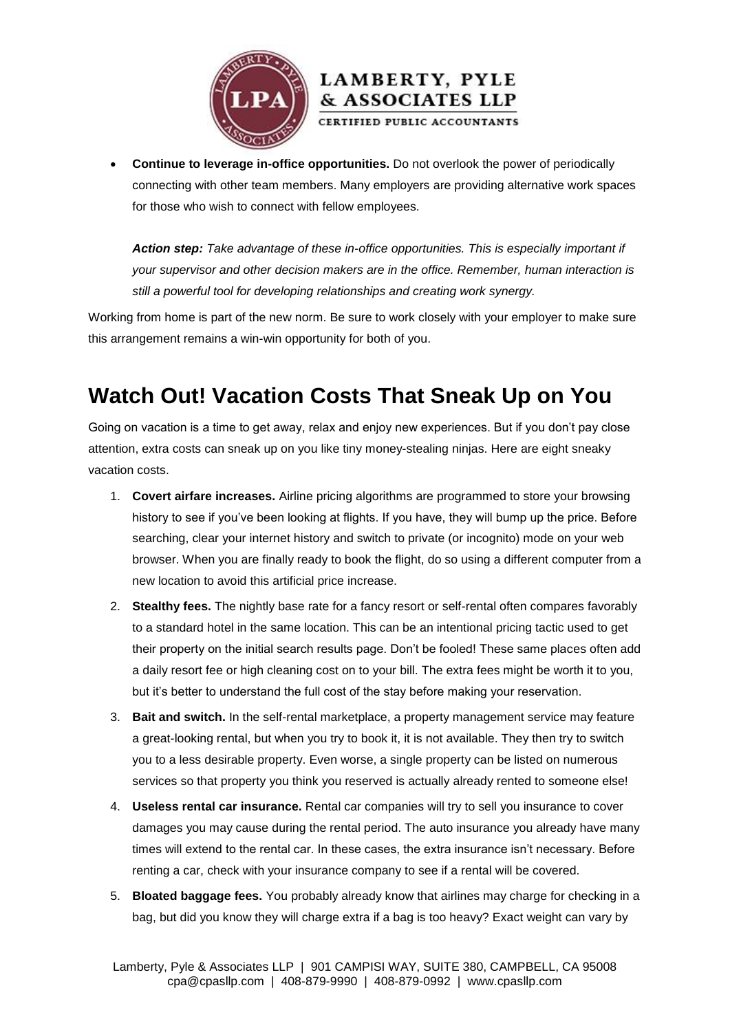- **Continue to leverage in-office opportunities.** Do not overlook the power of periodically connecting with other team members. Many employers are providing alternative work spaces for those who wish to connect with fellow employees.

  ***Action step:*** *Take advantage of these in-office opportunities. This is especially important if your supervisor and other decision makers are in the office. Remember, human interaction is still a powerful tool for developing relationships and creating work synergy.*

Working from home is part of the new norm. Be sure to work closely with your employer to make sure this arrangement remains a win-win opportunity for both of you.

## Watch Out! Vacation Costs That Sneak Up on You

Going on vacation is a time to get away, relax and enjoy new experiences. But if you don't pay close attention, extra costs can sneak up on you like tiny money-stealing ninjas. Here are eight sneaky vacation costs.

1. **Covert airfare increases.** Airline pricing algorithms are programmed to store your browsing history to see if you've been looking at flights. If you have, they will bump up the price. Before searching, clear your internet history and switch to private (or incognito) mode on your web browser. When you are finally ready to book the flight, do so using a different computer from a new location to avoid this artificial price increase.
2. **Stealthy fees.** The nightly base rate for a fancy resort or self-rental often compares favorably to a standard hotel in the same location. This can be an intentional pricing tactic used to get their property on the initial search results page. Don't be fooled! These same places often add a daily resort fee or high cleaning cost on to your bill. The extra fees might be worth it to you, but it's better to understand the full cost of the stay before making your reservation.
3. **Bait and switch.** In the self-rental marketplace, a property management service may feature a great-looking rental, but when you try to book it, it is not available. They then try to switch you to a less desirable property. Even worse, a single property can be listed on numerous services so that property you think you reserved is actually already rented to someone else!
4. **Useless rental car insurance.** Rental car companies will try to sell you insurance to cover damages you may cause during the rental period. The auto insurance you already have many times will extend to the rental car. In these cases, the extra insurance isn't necessary. Before renting a car, check with your insurance company to see if a rental will be covered.
5. **Bloated baggage fees.** You probably already know that airlines may charge for checking in a bag, but did you know they will charge extra if a bag is too heavy? Exact weight can vary by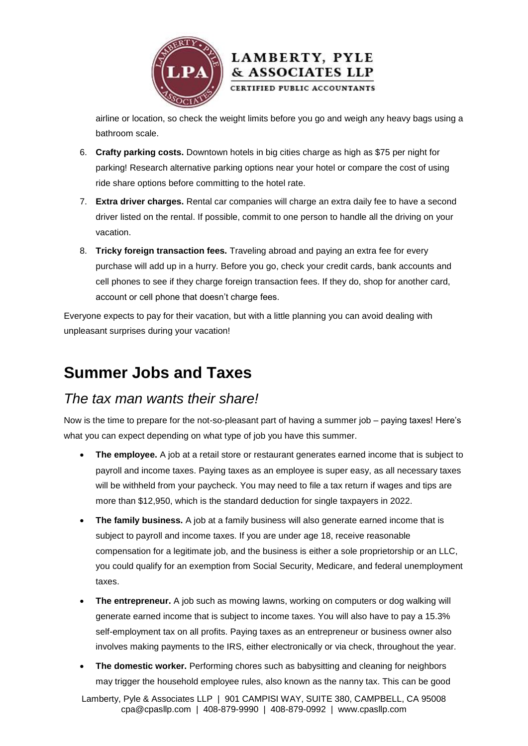airline or location, so check the weight limits before you go and weigh any heavy bags using a bathroom scale.

6. **Crafty parking costs.** Downtown hotels in big cities charge as high as $75 per night for parking! Research alternative parking options near your hotel or compare the cost of using ride share options before committing to the hotel rate.
7. **Extra driver charges.** Rental car companies will charge an extra daily fee to have a second driver listed on the rental. If possible, commit to one person to handle all the driving on your vacation.
8. **Tricky foreign transaction fees.** Traveling abroad and paying an extra fee for every purchase will add up in a hurry. Before you go, check your credit cards, bank accounts and cell phones to see if they charge foreign transaction fees. If they do, shop for another card, account or cell phone that doesn't charge fees.

Everyone expects to pay for their vacation, but with a little planning you can avoid dealing with unpleasant surprises during your vacation!

# Summer Jobs and Taxes

## *The tax man wants their share!*

Now is the time to prepare for the not-so-pleasant part of having a summer job – paying taxes! Here's what you can expect depending on what type of job you have this summer.

- **The employee.** A job at a retail store or restaurant generates earned income that is subject to payroll and income taxes. Paying taxes as an employee is super easy, as all necessary taxes will be withheld from your paycheck. You may need to file a tax return if wages and tips are more than $12,950, which is the standard deduction for single taxpayers in 2022.
- **The family business.** A job at a family business will also generate earned income that is subject to payroll and income taxes. If you are under age 18, receive reasonable compensation for a legitimate job, and the business is either a sole proprietorship or an LLC, you could qualify for an exemption from Social Security, Medicare, and federal unemployment taxes.
- **The entrepreneur.** A job such as mowing lawns, working on computers or dog walking will generate earned income that is subject to income taxes. You will also have to pay a 15.3% self-employment tax on all profits. Paying taxes as an entrepreneur or business owner also involves making payments to the IRS, either electronically or via check, throughout the year.
- **The domestic worker.** Performing chores such as babysitting and cleaning for neighbors may trigger the household employee rules, also known as the nanny tax. This can be good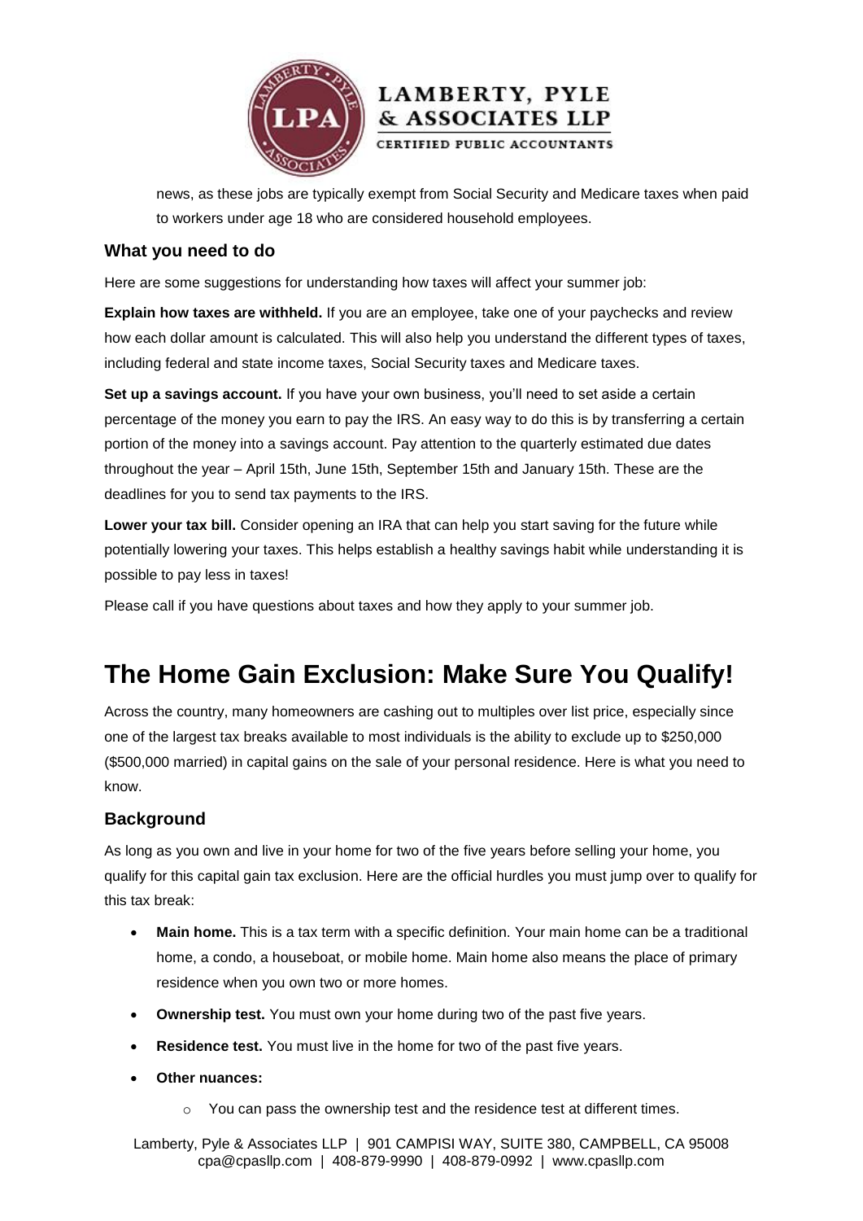news, as these jobs are typically exempt from Social Security and Medicare taxes when paid to workers under age 18 who are considered household employees.

### What you need to do

Here are some suggestions for understanding how taxes will affect your summer job:

**Explain how taxes are withheld.** If you are an employee, take one of your paychecks and review how each dollar amount is calculated. This will also help you understand the different types of taxes, including federal and state income taxes, Social Security taxes and Medicare taxes.

**Set up a savings account.** If you have your own business, you'll need to set aside a certain percentage of the money you earn to pay the IRS. An easy way to do this is by transferring a certain portion of the money into a savings account. Pay attention to the quarterly estimated due dates throughout the year – April 15th, June 15th, September 15th and January 15th. These are the deadlines for you to send tax payments to the IRS.

**Lower your tax bill.** Consider opening an IRA that can help you start saving for the future while potentially lowering your taxes. This helps establish a healthy savings habit while understanding it is possible to pay less in taxes!

Please call if you have questions about taxes and how they apply to your summer job.

# The Home Gain Exclusion: Make Sure You Qualify!

Across the country, many homeowners are cashing out to multiples over list price, especially since one of the largest tax breaks available to most individuals is the ability to exclude up to $250,000 ($500,000 married) in capital gains on the sale of your personal residence. Here is what you need to know.

### Background

As long as you own and live in your home for two of the five years before selling your home, you qualify for this capital gain tax exclusion. Here are the official hurdles you must jump over to qualify for this tax break:

- **Main home.** This is a tax term with a specific definition. Your main home can be a traditional home, a condo, a houseboat, or mobile home. Main home also means the place of primary residence when you own two or more homes.
- **Ownership test.** You must own your home during two of the past five years.
- **Residence test.** You must live in the home for two of the past five years.
- **Other nuances:**
    - You can pass the ownership test and the residence test at different times.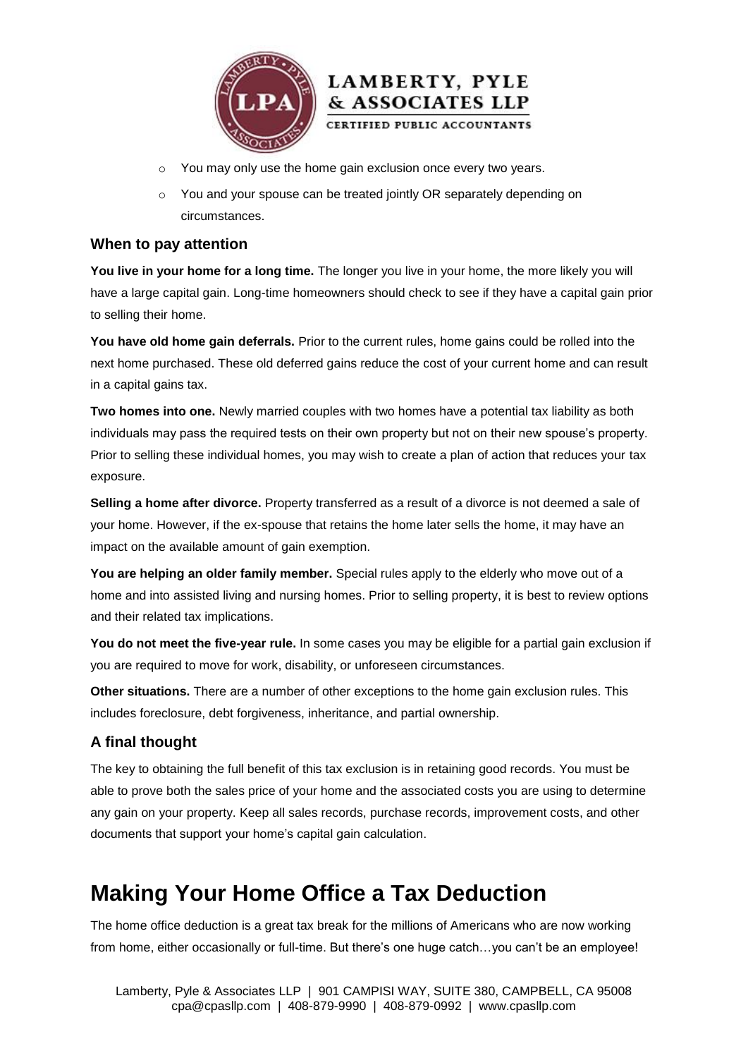- You may only use the home gain exclusion once every two years.
- You and your spouse can be treated jointly OR separately depending on circumstances.

### When to pay attention

**You live in your home for a long time.** The longer you live in your home, the more likely you will have a large capital gain. Long-time homeowners should check to see if they have a capital gain prior to selling their home.

**You have old home gain deferrals.** Prior to the current rules, home gains could be rolled into the next home purchased. These old deferred gains reduce the cost of your current home and can result in a capital gains tax.

**Two homes into one.** Newly married couples with two homes have a potential tax liability as both individuals may pass the required tests on their own property but not on their new spouse's property. Prior to selling these individual homes, you may wish to create a plan of action that reduces your tax exposure.

**Selling a home after divorce.** Property transferred as a result of a divorce is not deemed a sale of your home. However, if the ex-spouse that retains the home later sells the home, it may have an impact on the available amount of gain exemption.

**You are helping an older family member.** Special rules apply to the elderly who move out of a home and into assisted living and nursing homes. Prior to selling property, it is best to review options and their related tax implications.

**You do not meet the five-year rule.** In some cases you may be eligible for a partial gain exclusion if you are required to move for work, disability, or unforeseen circumstances.

**Other situations.** There are a number of other exceptions to the home gain exclusion rules. This includes foreclosure, debt forgiveness, inheritance, and partial ownership.

### A final thought

The key to obtaining the full benefit of this tax exclusion is in retaining good records. You must be able to prove both the sales price of your home and the associated costs you are using to determine any gain on your property. Keep all sales records, purchase records, improvement costs, and other documents that support your home's capital gain calculation.

# Making Your Home Office a Tax Deduction

The home office deduction is a great tax break for the millions of Americans who are now working from home, either occasionally or full-time. But there's one huge catch…you can't be an employee!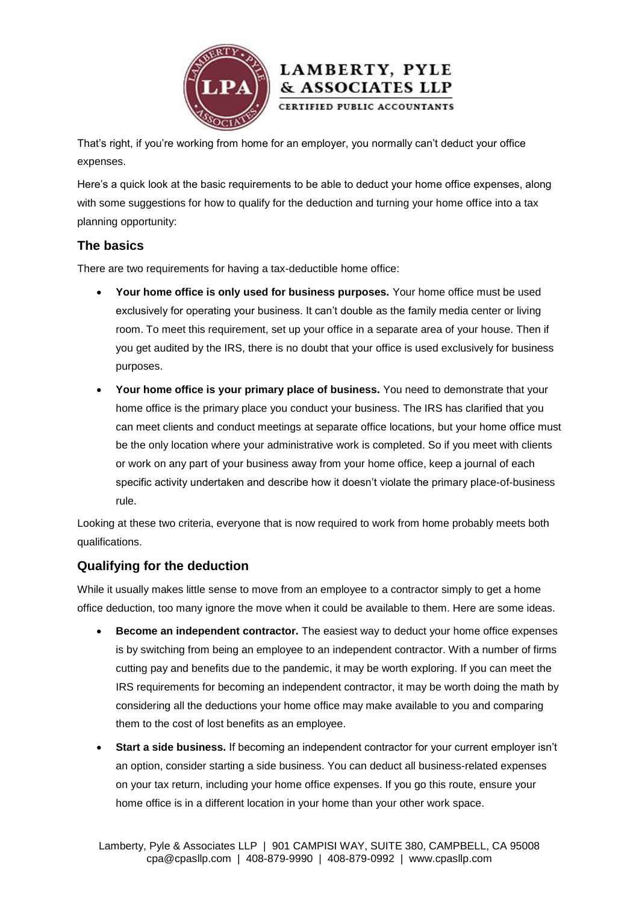That's right, if you're working from home for an employer, you normally can't deduct your office expenses.

Here's a quick look at the basic requirements to be able to deduct your home office expenses, along with some suggestions for how to qualify for the deduction and turning your home office into a tax planning opportunity:

## The basics

There are two requirements for having a tax-deductible home office:

- **Your home office is only used for business purposes.** Your home office must be used exclusively for operating your business. It can't double as the family media center or living room. To meet this requirement, set up your office in a separate area of your house. Then if you get audited by the IRS, there is no doubt that your office is used exclusively for business purposes.
- **Your home office is your primary place of business.** You need to demonstrate that your home office is the primary place you conduct your business. The IRS has clarified that you can meet clients and conduct meetings at separate office locations, but your home office must be the only location where your administrative work is completed. So if you meet with clients or work on any part of your business away from your home office, keep a journal of each specific activity undertaken and describe how it doesn't violate the primary place-of-business rule.

Looking at these two criteria, everyone that is now required to work from home probably meets both qualifications.

## Qualifying for the deduction

While it usually makes little sense to move from an employee to a contractor simply to get a home office deduction, too many ignore the move when it could be available to them. Here are some ideas.

- **Become an independent contractor.** The easiest way to deduct your home office expenses is by switching from being an employee to an independent contractor. With a number of firms cutting pay and benefits due to the pandemic, it may be worth exploring. If you can meet the IRS requirements for becoming an independent contractor, it may be worth doing the math by considering all the deductions your home office may make available to you and comparing them to the cost of lost benefits as an employee.
- **Start a side business.** If becoming an independent contractor for your current employer isn't an option, consider starting a side business. You can deduct all business-related expenses on your tax return, including your home office expenses. If you go this route, ensure your home office is in a different location in your home than your other work space.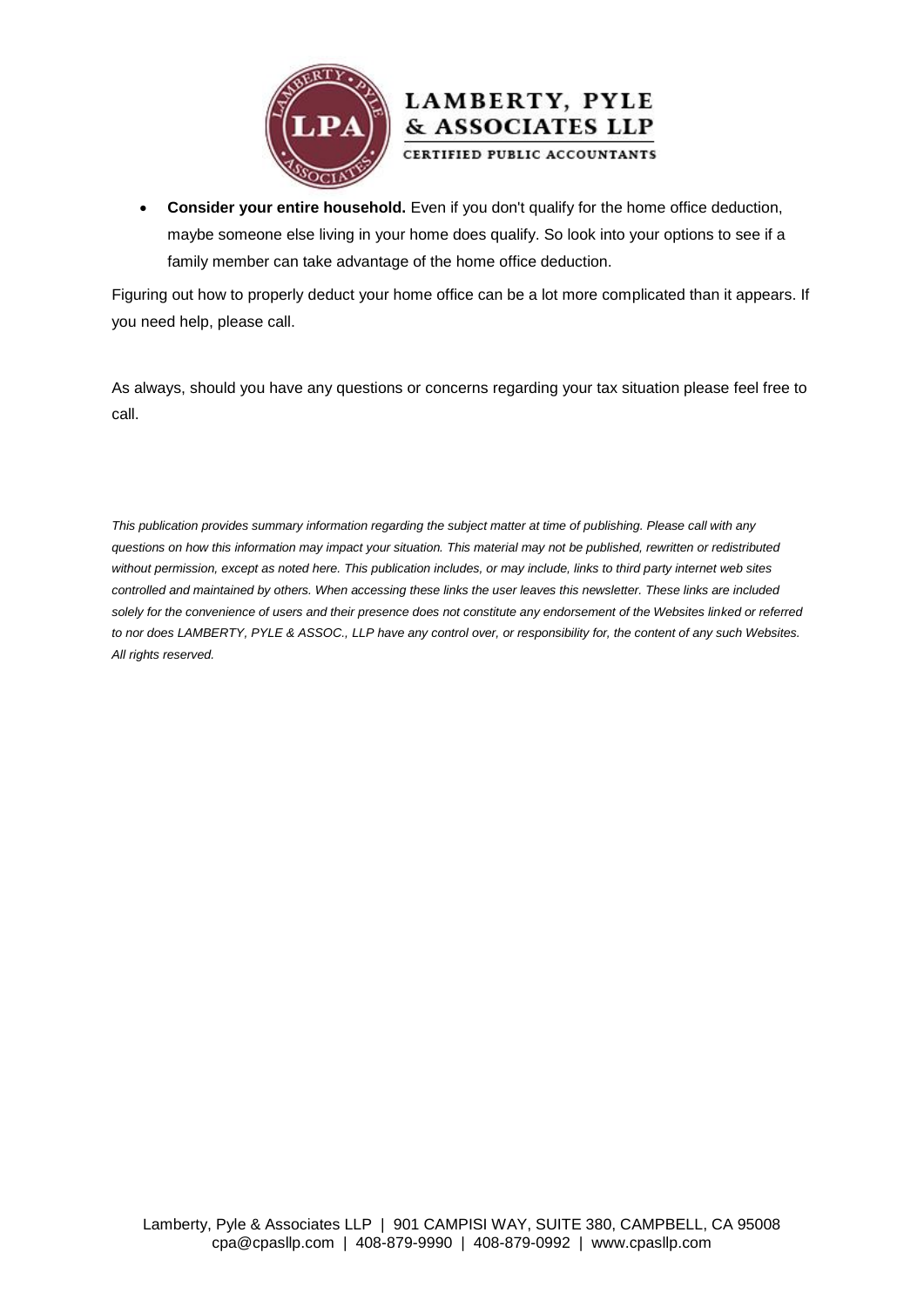- **Consider your entire household.** Even if you don't qualify for the home office deduction, maybe someone else living in your home does qualify. So look into your options to see if a family member can take advantage of the home office deduction.

Figuring out how to properly deduct your home office can be a lot more complicated than it appears. If you need help, please call.

As always, should you have any questions or concerns regarding your tax situation please feel free to call.

*This publication provides summary information regarding the subject matter at time of publishing. Please call with any questions on how this information may impact your situation. This material may not be published, rewritten or redistributed without permission, except as noted here. This publication includes, or may include, links to third party internet web sites controlled and maintained by others. When accessing these links the user leaves this newsletter. These links are included solely for the convenience of users and their presence does not constitute any endorsement of the Websites linked or referred to nor does LAMBERTY, PYLE & ASSOC., LLP have any control over, or responsibility for, the content of any such Websites. All rights reserved.*